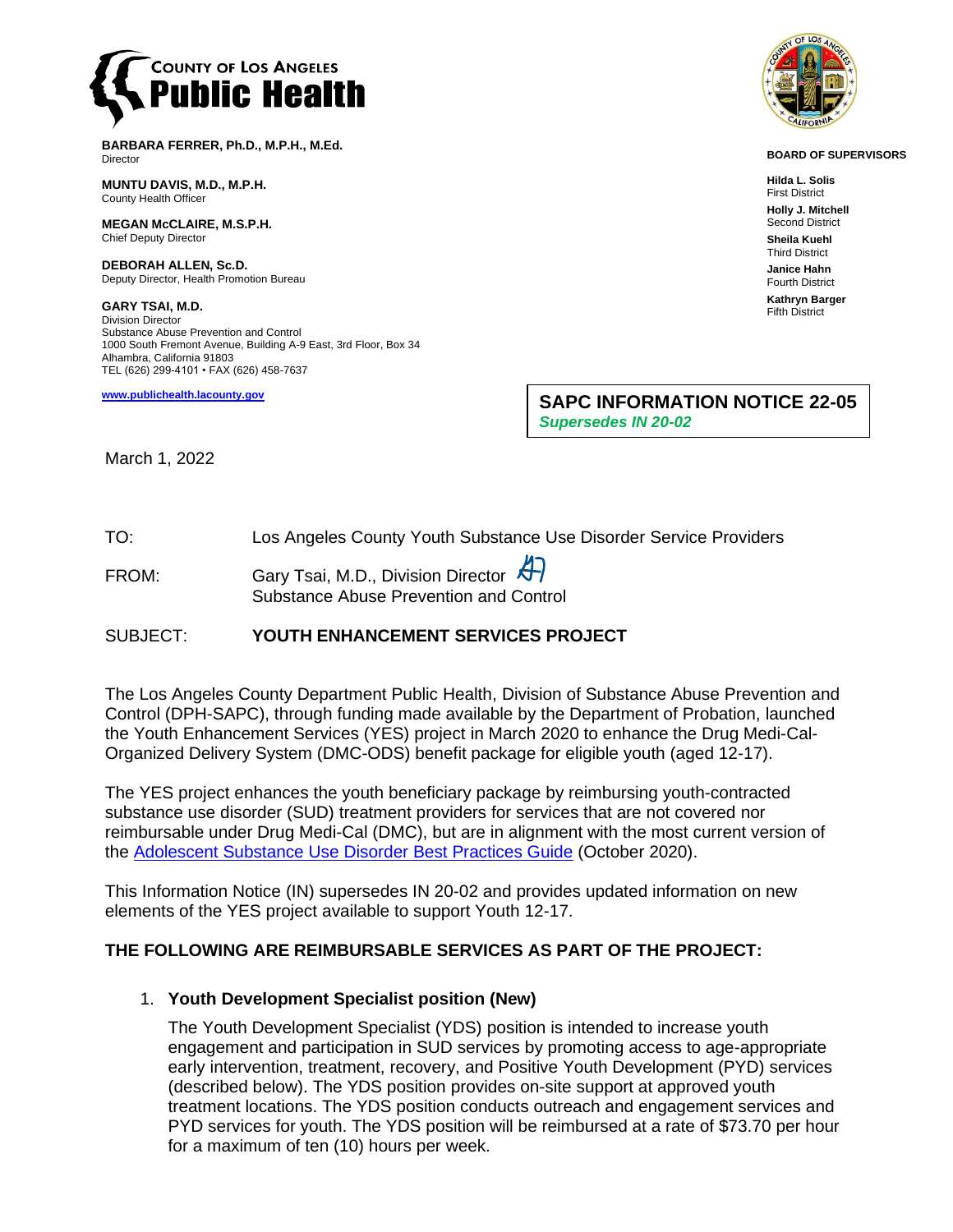**COUNTY OF LOS ANGELES**
**Public Health**

**BARBARA FERRER, Ph.D., M.P.H., M.Ed.**
Director

**MUNTU DAVIS, M.D., M.P.H.**
County Health Officer

**MEGAN McCLAIRE, M.S.P.H.**
Chief Deputy Director

**DEBORAH ALLEN, Sc.D.**
Deputy Director, Health Promotion Bureau

**GARY TSAI, M.D.**
Division Director
Substance Abuse Prevention and Control
1000 South Fremont Avenue, Building A-9 East, 3rd Floor, Box 34
Alhambra, California 91803
TEL (626) 299-4101 • FAX (626) 458-7637

**www.publichealth.lacounty.gov**

**BOARD OF SUPERVISORS**

**Hilda L. Solis**
First District

**Holly J. Mitchell**
Second District

**Sheila Kuehl**
Third District

**Janice Hahn**
Fourth District

**Kathryn Barger**
Fifth District

**SAPC INFORMATION NOTICE 22-05**
***Supersedes IN 20-02***

March 1, 2022

TO: Los Angeles County Youth Substance Use Disorder Service Providers

FROM: Gary Tsai, M.D., Division Director
Substance Abuse Prevention and Control

SUBJECT: **YOUTH ENHANCEMENT SERVICES PROJECT**

The Los Angeles County Department Public Health, Division of Substance Abuse Prevention and Control (DPH-SAPC), through funding made available by the Department of Probation, launched the Youth Enhancement Services (YES) project in March 2020 to enhance the Drug Medi-Cal-Organized Delivery System (DMC-ODS) benefit package for eligible youth (aged 12-17).

The YES project enhances the youth beneficiary package by reimbursing youth-contracted substance use disorder (SUD) treatment providers for services that are not covered nor reimbursable under Drug Medi-Cal (DMC), but are in alignment with the most current version of the Adolescent Substance Use Disorder Best Practices Guide (October 2020).

This Information Notice (IN) supersedes IN 20-02 and provides updated information on new elements of the YES project available to support Youth 12-17.

**THE FOLLOWING ARE REIMBURSABLE SERVICES AS PART OF THE PROJECT:**

1. **Youth Development Specialist position (New)**

   The Youth Development Specialist (YDS) position is intended to increase youth engagement and participation in SUD services by promoting access to age-appropriate early intervention, treatment, recovery, and Positive Youth Development (PYD) services (described below). The YDS position provides on-site support at approved youth treatment locations. The YDS position conducts outreach and engagement services and PYD services for youth. The YDS position will be reimbursed at a rate of $73.70 per hour for a maximum of ten (10) hours per week.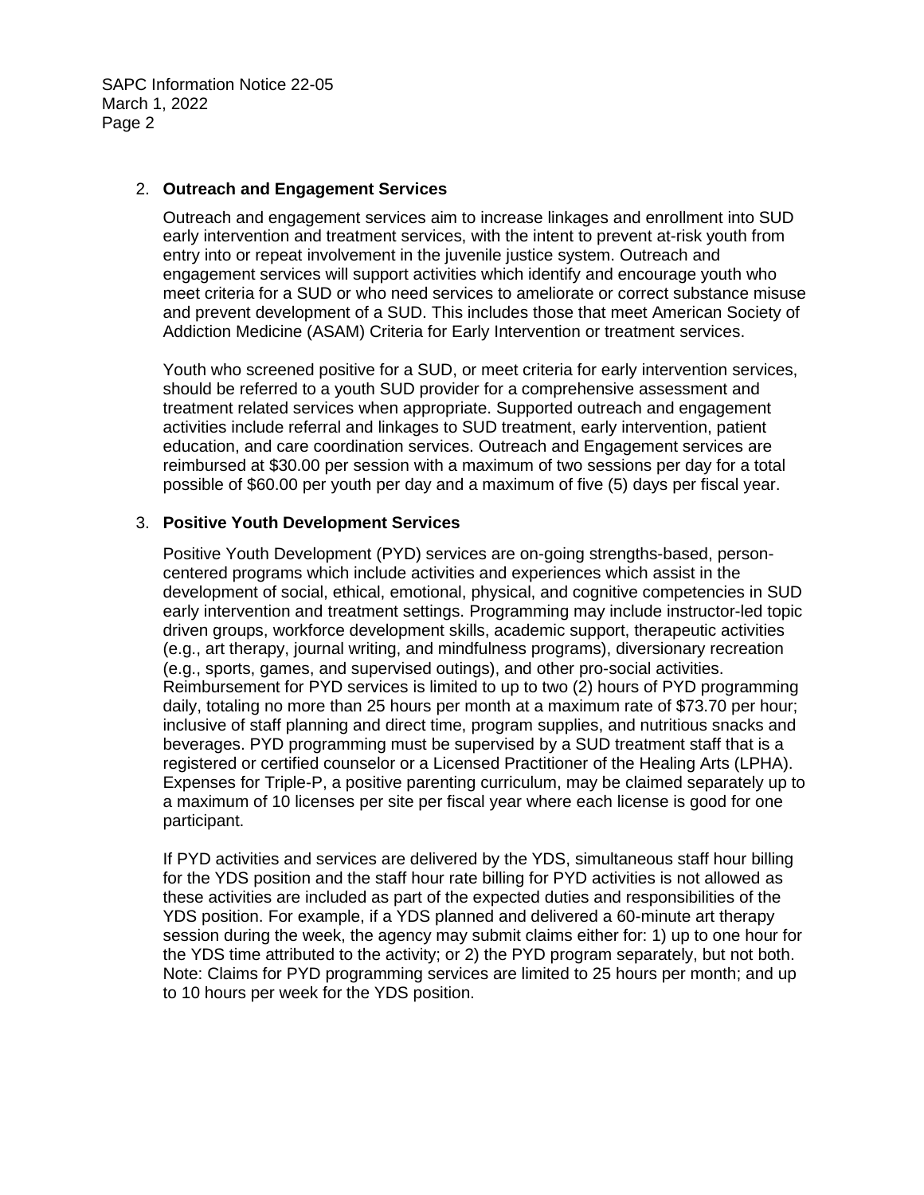2. **Outreach and Engagement Services**

   Outreach and engagement services aim to increase linkages and enrollment into SUD early intervention and treatment services, with the intent to prevent at-risk youth from entry into or repeat involvement in the juvenile justice system. Outreach and engagement services will support activities which identify and encourage youth who meet criteria for a SUD or who need services to ameliorate or correct substance misuse and prevent development of a SUD. This includes those that meet American Society of Addiction Medicine (ASAM) Criteria for Early Intervention or treatment services.

   Youth who screened positive for a SUD, or meet criteria for early intervention services, should be referred to a youth SUD provider for a comprehensive assessment and treatment related services when appropriate. Supported outreach and engagement activities include referral and linkages to SUD treatment, early intervention, patient education, and care coordination services. Outreach and Engagement services are reimbursed at $30.00 per session with a maximum of two sessions per day for a total possible of $60.00 per youth per day and a maximum of five (5) days per fiscal year.

3. **Positive Youth Development Services**

   Positive Youth Development (PYD) services are on-going strengths-based, person-centered programs which include activities and experiences which assist in the development of social, ethical, emotional, physical, and cognitive competencies in SUD early intervention and treatment settings. Programming may include instructor-led topic driven groups, workforce development skills, academic support, therapeutic activities (e.g., art therapy, journal writing, and mindfulness programs), diversionary recreation (e.g., sports, games, and supervised outings), and other pro-social activities. Reimbursement for PYD services is limited to up to two (2) hours of PYD programming daily, totaling no more than 25 hours per month at a maximum rate of $73.70 per hour; inclusive of staff planning and direct time, program supplies, and nutritious snacks and beverages. PYD programming must be supervised by a SUD treatment staff that is a registered or certified counselor or a Licensed Practitioner of the Healing Arts (LPHA). Expenses for Triple-P, a positive parenting curriculum, may be claimed separately up to a maximum of 10 licenses per site per fiscal year where each license is good for one participant.

   If PYD activities and services are delivered by the YDS, simultaneous staff hour billing for the YDS position and the staff hour rate billing for PYD activities is not allowed as these activities are included as part of the expected duties and responsibilities of the YDS position. For example, if a YDS planned and delivered a 60-minute art therapy session during the week, the agency may submit claims either for: 1) up to one hour for the YDS time attributed to the activity; or 2) the PYD program separately, but not both. Note: Claims for PYD programming services are limited to 25 hours per month; and up to 10 hours per week for the YDS position.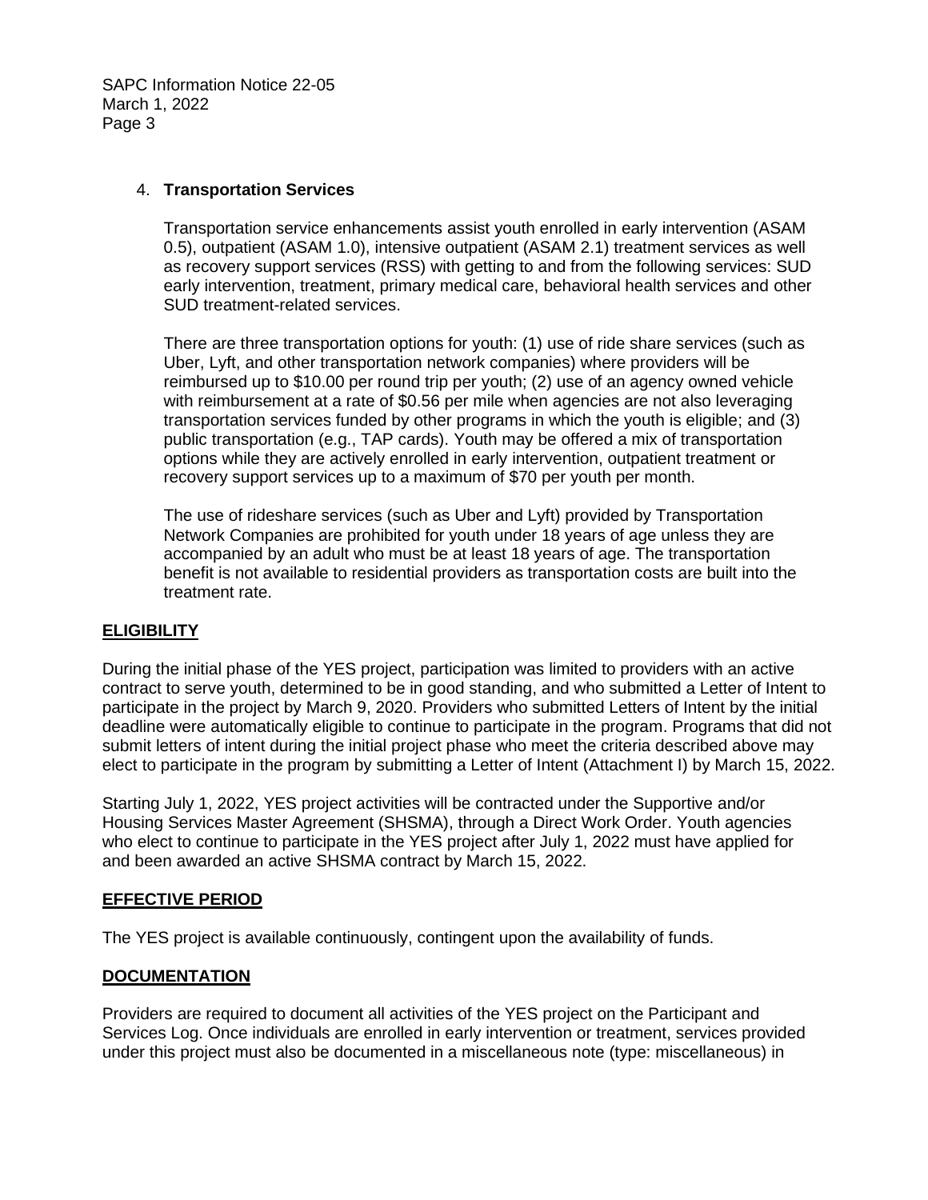4. **Transportation Services**

   Transportation service enhancements assist youth enrolled in early intervention (ASAM 0.5), outpatient (ASAM 1.0), intensive outpatient (ASAM 2.1) treatment services as well as recovery support services (RSS) with getting to and from the following services: SUD early intervention, treatment, primary medical care, behavioral health services and other SUD treatment-related services.

   There are three transportation options for youth: (1) use of ride share services (such as Uber, Lyft, and other transportation network companies) where providers will be reimbursed up to $10.00 per round trip per youth; (2) use of an agency owned vehicle with reimbursement at a rate of $0.56 per mile when agencies are not also leveraging transportation services funded by other programs in which the youth is eligible; and (3) public transportation (e.g., TAP cards). Youth may be offered a mix of transportation options while they are actively enrolled in early intervention, outpatient treatment or recovery support services up to a maximum of $70 per youth per month.

   The use of rideshare services (such as Uber and Lyft) provided by Transportation Network Companies are prohibited for youth under 18 years of age unless they are accompanied by an adult who must be at least 18 years of age. The transportation benefit is not available to residential providers as transportation costs are built into the treatment rate.

## ELIGIBILITY

During the initial phase of the YES project, participation was limited to providers with an active contract to serve youth, determined to be in good standing, and who submitted a Letter of Intent to participate in the project by March 9, 2020. Providers who submitted Letters of Intent by the initial deadline were automatically eligible to continue to participate in the program. Programs that did not submit letters of intent during the initial project phase who meet the criteria described above may elect to participate in the program by submitting a Letter of Intent (Attachment I) by March 15, 2022.

Starting July 1, 2022, YES project activities will be contracted under the Supportive and/or Housing Services Master Agreement (SHSMA), through a Direct Work Order. Youth agencies who elect to continue to participate in the YES project after July 1, 2022 must have applied for and been awarded an active SHSMA contract by March 15, 2022.

## EFFECTIVE PERIOD

The YES project is available continuously, contingent upon the availability of funds.

## DOCUMENTATION

Providers are required to document all activities of the YES project on the Participant and Services Log. Once individuals are enrolled in early intervention or treatment, services provided under this project must also be documented in a miscellaneous note (type: miscellaneous) in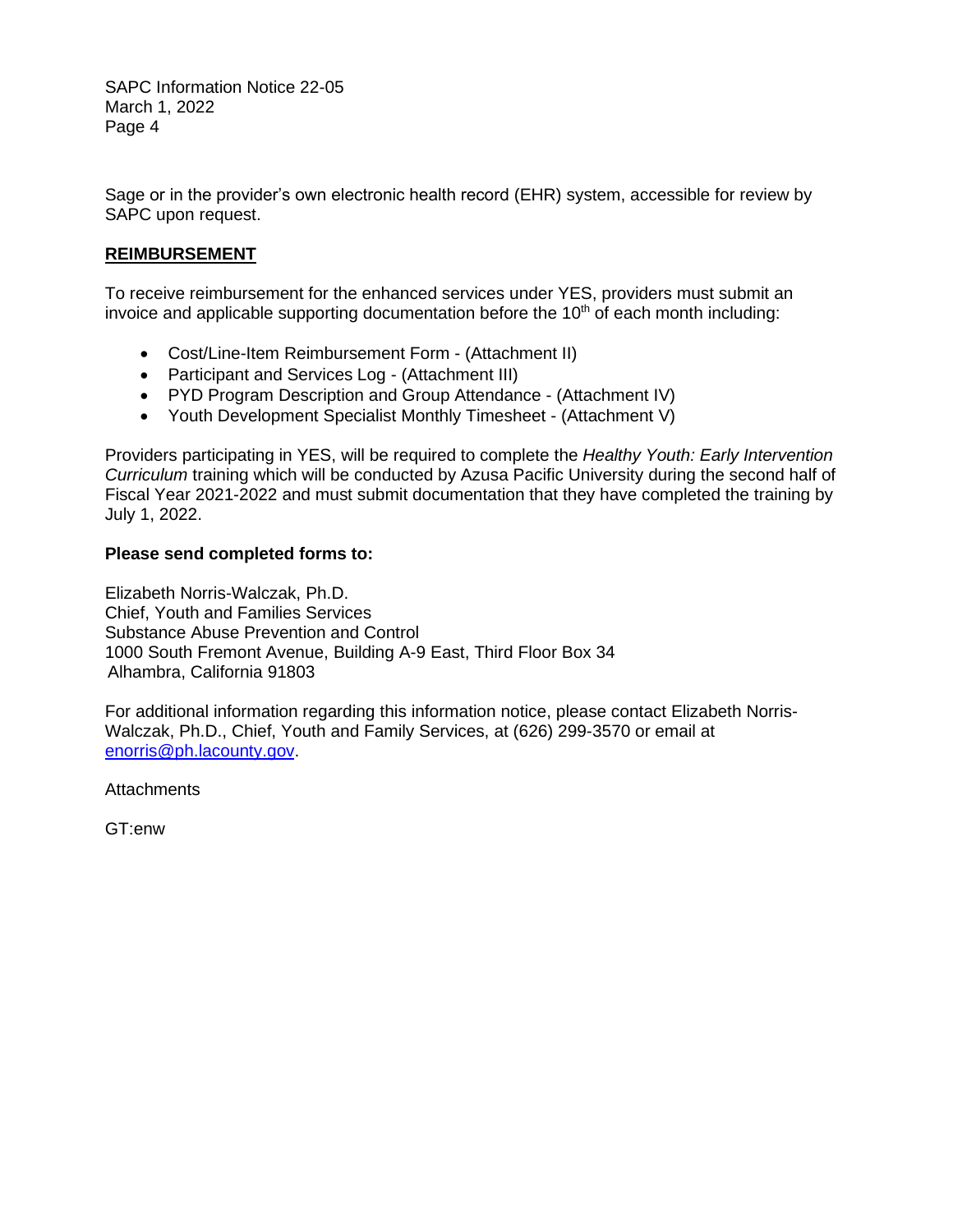Sage or in the provider's own electronic health record (EHR) system, accessible for review by SAPC upon request.

## REIMBURSEMENT

To receive reimbursement for the enhanced services under YES, providers must submit an invoice and applicable supporting documentation before the 10th of each month including:

- Cost/Line-Item Reimbursement Form - (Attachment II)
- Participant and Services Log - (Attachment III)
- PYD Program Description and Group Attendance - (Attachment IV)
- Youth Development Specialist Monthly Timesheet - (Attachment V)

Providers participating in YES, will be required to complete the *Healthy Youth: Early Intervention Curriculum* training which will be conducted by Azusa Pacific University during the second half of Fiscal Year 2021-2022 and must submit documentation that they have completed the training by July 1, 2022.

**Please send completed forms to:**

Elizabeth Norris-Walczak, Ph.D.
Chief, Youth and Families Services
Substance Abuse Prevention and Control
1000 South Fremont Avenue, Building A-9 East, Third Floor Box 34
Alhambra, California 91803

For additional information regarding this information notice, please contact Elizabeth Norris-Walczak, Ph.D., Chief, Youth and Family Services, at (626) 299-3570 or email at enorris@ph.lacounty.gov.

Attachments

GT:enw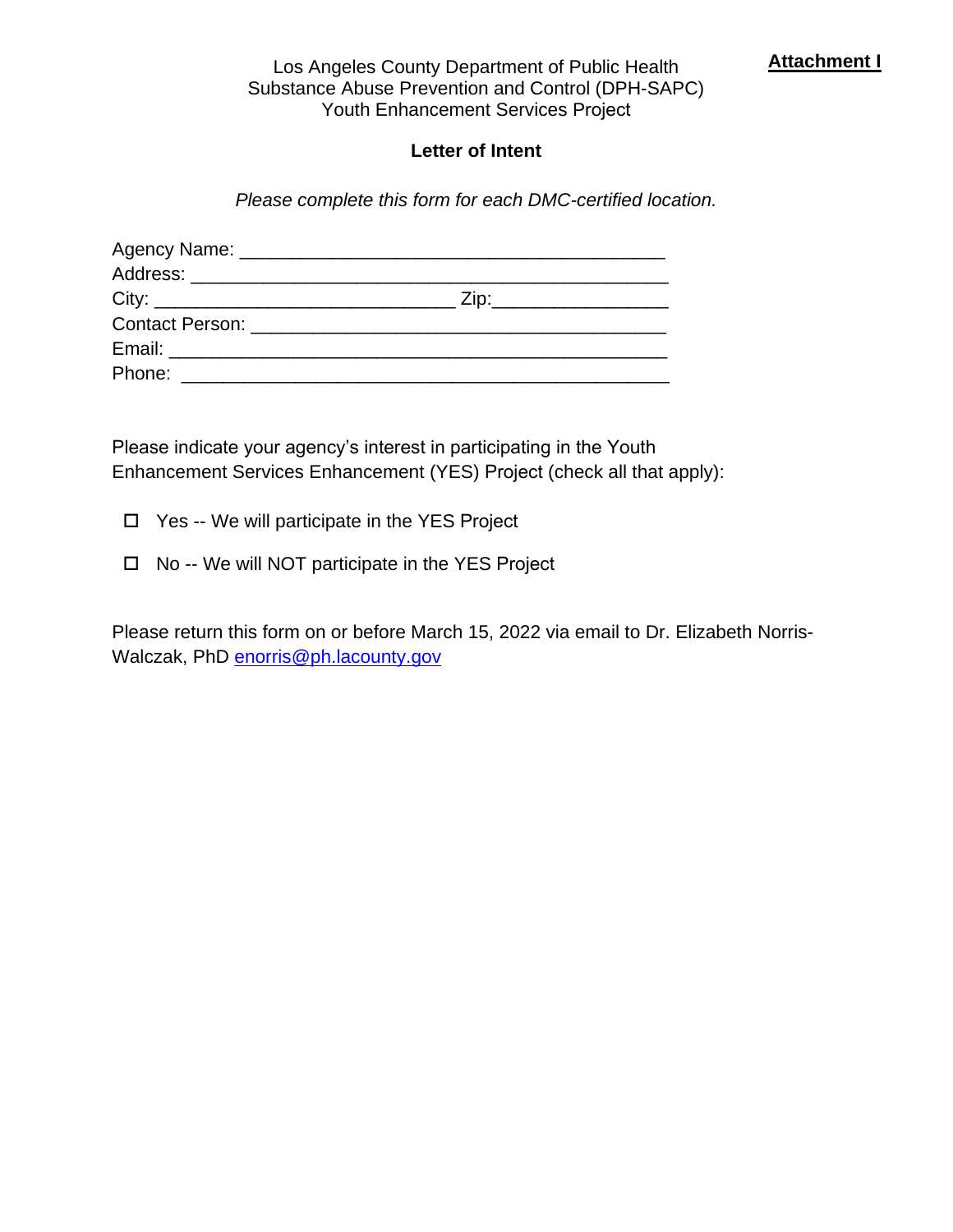**Attachment I**

Los Angeles County Department of Public Health
Substance Abuse Prevention and Control (DPH-SAPC)
Youth Enhancement Services Project

**Letter of Intent**

*Please complete this form for each DMC-certified location.*

Agency Name: ________________________________________
Address: ____________________________________________
City: ____________________________ Zip:________________
Contact Person: ______________________________________
Email: ______________________________________________
Phone: ______________________________________________

Please indicate your agency's interest in participating in the Youth Enhancement Services Enhancement (YES) Project (check all that apply):

- ☐ Yes -- We will participate in the YES Project
- ☐ No -- We will NOT participate in the YES Project

Please return this form on or before March 15, 2022 via email to Dr. Elizabeth Norris-Walczak, PhD enorris@ph.lacounty.gov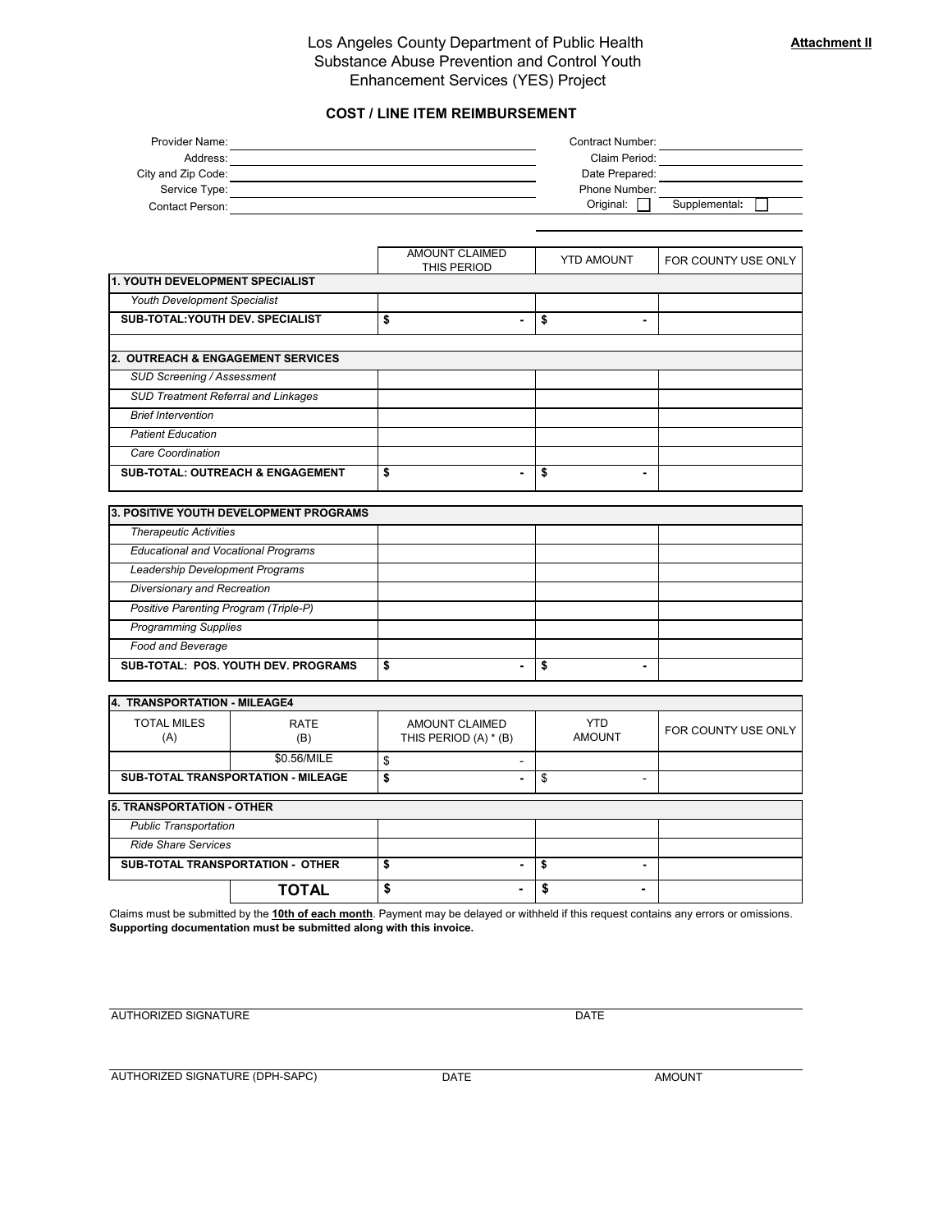**Attachment II**

# Los Angeles County Department of Public Health
# Substance Abuse Prevention and Control Youth Enhancement Services (YES) Project

## COST / LINE ITEM REIMBURSEMENT

| | | | |
|---|---|---|---|
| Provider Name: | | Contract Number: | |
| Address: | | Claim Period: | |
| City and Zip Code: | | Date Prepared: | |
| Service Type: | | Phone Number: | |
| Contact Person: | | Original: ☐ | Supplemental: ☐ |

| | AMOUNT CLAIMED THIS PERIOD | YTD AMOUNT | FOR COUNTY USE ONLY |
|---|---|---|---|
| **1. YOUTH DEVELOPMENT SPECIALIST** | | | |
| *Youth Development Specialist* | | | |
| **SUB-TOTAL:YOUTH DEV. SPECIALIST** | **$ -** | **$ -** | |
| **2. OUTREACH & ENGAGEMENT SERVICES** | | | |
| *SUD Screening / Assessment* | | | |
| *SUD Treatment Referral and Linkages* | | | |
| *Brief Intervention* | | | |
| *Patient Education* | | | |
| *Care Coordination* | | | |
| **SUB-TOTAL: OUTREACH & ENGAGEMENT** | **$ -** | **$ -** | |
| **3. POSITIVE YOUTH DEVELOPMENT PROGRAMS** | | | |
| *Therapeutic Activities* | | | |
| *Educational and Vocational Programs* | | | |
| *Leadership Development Programs* | | | |
| *Diversionary and Recreation* | | | |
| *Positive Parenting Program (Triple-P)* | | | |
| *Programming Supplies* | | | |
| *Food and Beverage* | | | |
| **SUB-TOTAL: POS. YOUTH DEV. PROGRAMS** | **$ -** | **$ -** | |

| **4. TRANSPORTATION - MILEAGE4** | | | | |
|---|---|---|---|---|
| TOTAL MILES (A) | RATE (B) | AMOUNT CLAIMED THIS PERIOD (A) * (B) | YTD AMOUNT | FOR COUNTY USE ONLY |
| | $0.56/MILE | $ - | | |
| **SUB-TOTAL TRANSPORTATION - MILEAGE** | | **$ -** | $ - | |

| | AMOUNT CLAIMED THIS PERIOD | YTD AMOUNT | FOR COUNTY USE ONLY |
|---|---|---|---|
| **5. TRANSPORTATION - OTHER** | | | |
| *Public Transportation* | | | |
| *Ride Share Services* | | | |
| **SUB-TOTAL TRANSPORTATION - OTHER** | **$ -** | **$ -** | |
| **TOTAL** | **$ -** | **$ -** | |

Claims must be submitted by the **10th of each month**. Payment may be delayed or withheld if this request contains any errors or omissions. **Supporting documentation must be submitted along with this invoice.**

AUTHORIZED SIGNATURE _______________________ DATE _______________

AUTHORIZED SIGNATURE (DPH-SAPC) _______________ DATE _______________ AMOUNT _______________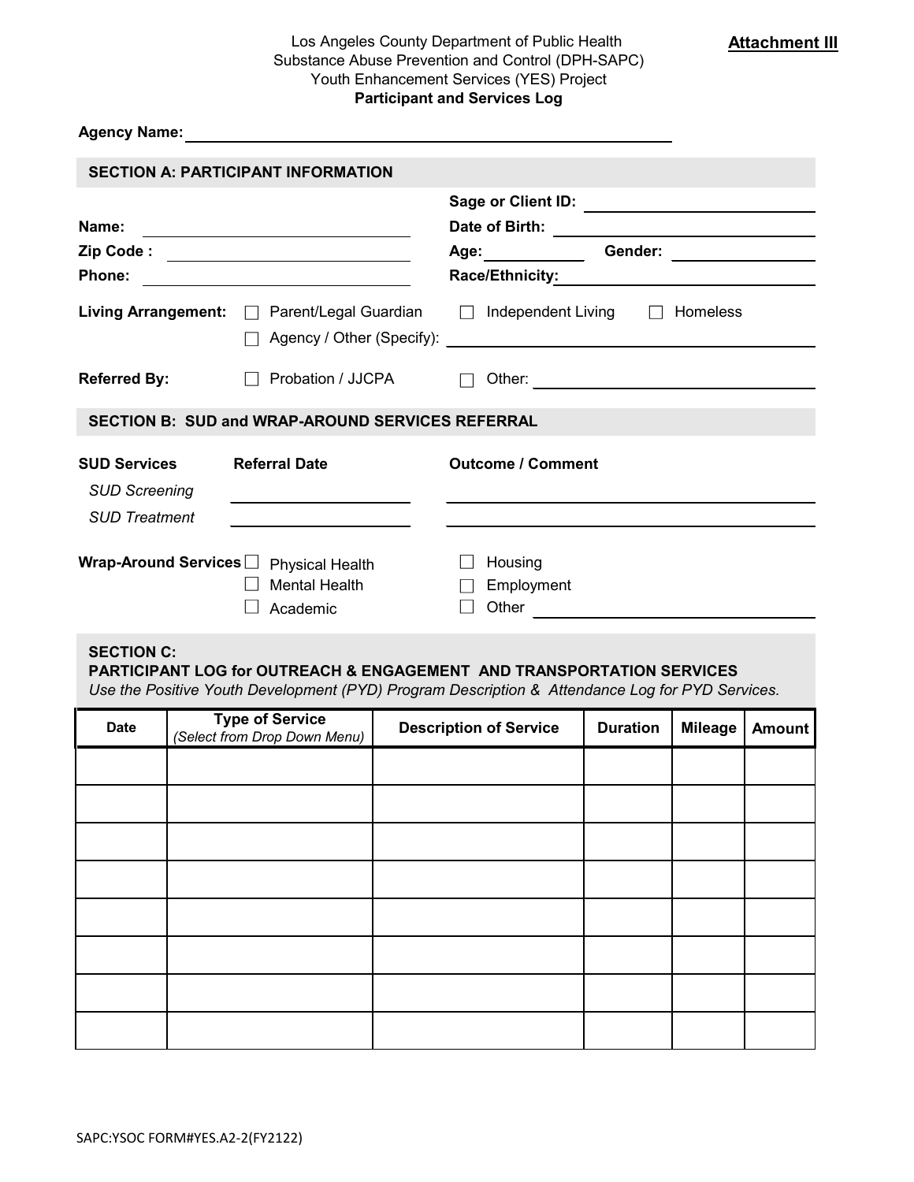**Attachment III**

Los Angeles County Department of Public Health
Substance Abuse Prevention and Control (DPH-SAPC)
Youth Enhancement Services (YES) Project
**Participant and Services Log**

**Agency Name:** ______________________________

## SECTION A: PARTICIPANT INFORMATION

**Name:** ______________________ **Sage or Client ID:** ______________________

**Date of Birth:** ______________________

**Zip Code :** ______________________ **Age:** __________ **Gender:** __________

**Phone:** ______________________ **Race/Ethnicity:** ______________________

**Living Arrangement:** ☐ Parent/Legal Guardian ☐ Independent Living ☐ Homeless
☐ Agency / Other (Specify): ______________________

**Referred By:** ☐ Probation / JJCPA ☐ Other: ______________________

## SECTION B: SUD and WRAP-AROUND SERVICES REFERRAL

| **SUD Services** | **Referral Date** | **Outcome / Comment** |
|---|---|---|
| *SUD Screening* | | |
| *SUD Treatment* | | |

**Wrap-Around Services** ☐ Physical Health ☐ Housing
☐ Mental Health ☐ Employment
☐ Academic ☐ Other ______________________

## SECTION C:
## PARTICIPANT LOG for OUTREACH & ENGAGEMENT AND TRANSPORTATION SERVICES

*Use the Positive Youth Development (PYD) Program Description & Attendance Log for PYD Services.*

| Date | Type of Service *(Select from Drop Down Menu)* | Description of Service | Duration | Mileage | Amount |
|---|---|---|---|---|---|
| | | | | | |
| | | | | | |
| | | | | | |
| | | | | | |
| | | | | | |
| | | | | | |
| | | | | | |
| | | | | | |

SAPC:YSOC FORM#YES.A2-2(FY2122)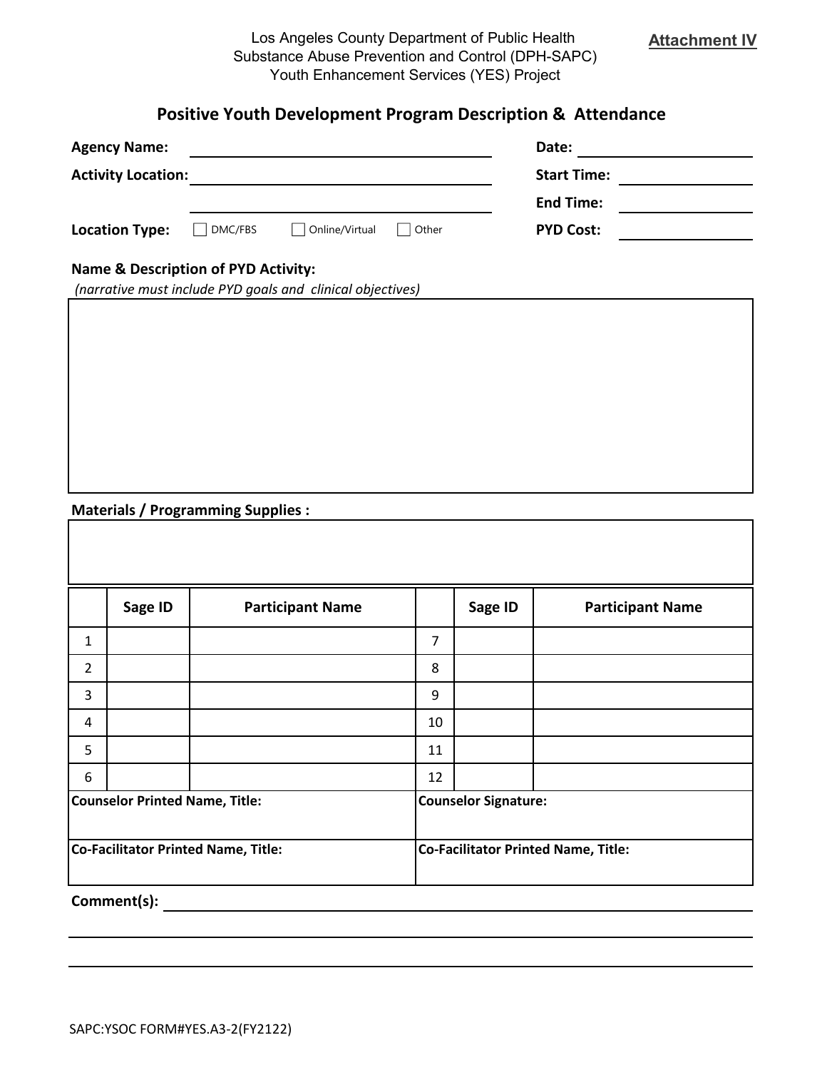Los Angeles County Department of Public Health
Substance Abuse Prevention and Control (DPH-SAPC)
Youth Enhancement Services (YES) Project

**Attachment IV**

## Positive Youth Development Program Description & Attendance

**Agency Name:** ______________________________ **Date:** ______________

**Activity Location:** ______________________________ **Start Time:** ______________

______________________________ **End Time:** ______________

**Location Type:** ☐ DMC/FBS ☐ Online/Virtual ☐ Other **PYD Cost:** ______________

**Name & Description of PYD Activity:**
*(narrative must include PYD goals and clinical objectives)*

| |
|---|
| |

**Materials / Programming Supplies :**

| |
|---|
| |

| | Sage ID | Participant Name | | Sage ID | Participant Name |
|---|---|---|---|---|---|
| 1 | | | 7 | | |
| 2 | | | 8 | | |
| 3 | | | 9 | | |
| 4 | | | 10 | | |
| 5 | | | 11 | | |
| 6 | | | 12 | | |
| **Counselor Printed Name, Title:** | | | **Counselor Signature:** | | |
| **Co-Facilitator Printed Name, Title:** | | | **Co-Facilitator Printed Name, Title:** | | |

**Comment(s):** ______________________________________________

______________________________________________

______________________________________________

SAPC:YSOC FORM#YES.A3-2(FY2122)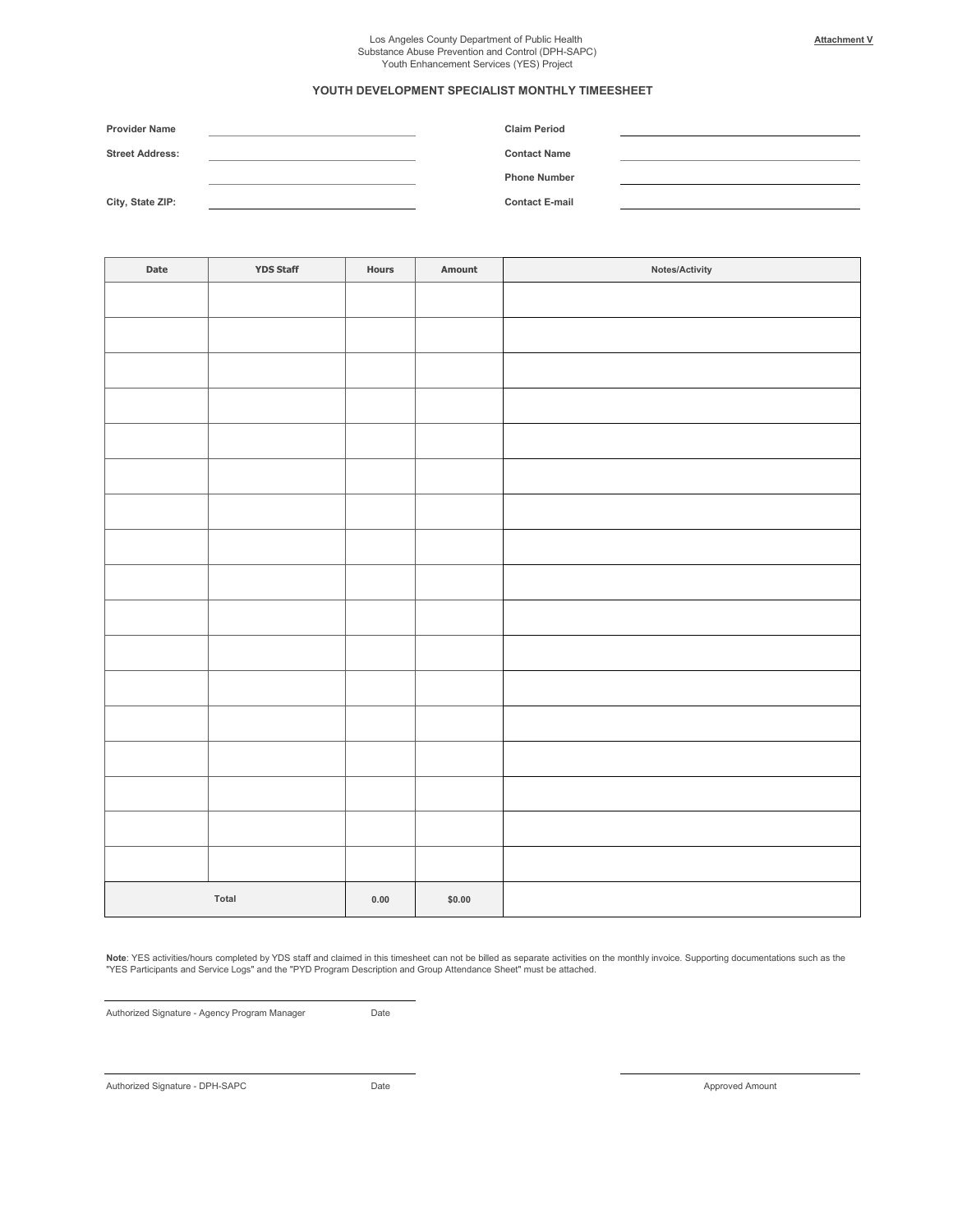**Attachment V**

Los Angeles County Department of Public Health
Substance Abuse Prevention and Control (DPH-SAPC)
Youth Enhancement Services (YES) Project

## YOUTH DEVELOPMENT SPECIALIST MONTHLY TIMEESHEET

| | | | |
|---|---|---|---|
| **Provider Name** | | **Claim Period** | |
| **Street Address:** | | **Contact Name** | |
| | | **Phone Number** | |
| **City, State ZIP:** | | **Contact E-mail** | |

| Date | YDS Staff | Hours | Amount | Notes/Activity |
|---|---|---|---|---|
| | | | | |
| | | | | |
| | | | | |
| | | | | |
| | | | | |
| | | | | |
| | | | | |
| | | | | |
| | | | | |
| | | | | |
| | | | | |
| | | | | |
| | | | | |
| | | | | |
| | | | | |
| | | | | |
| | | | | |
| Total | | 0.00 | $0.00 | |

**Note**: YES activities/hours completed by YDS staff and claimed in this timesheet can not be billed as separate activities on the monthly invoice. Supporting documentations such as the "YES Participants and Service Logs" and the "PYD Program Description and Group Attendance Sheet" must be attached.

Authorized Signature - Agency Program Manager Date

Authorized Signature - DPH-SAPC Date

Approved Amount